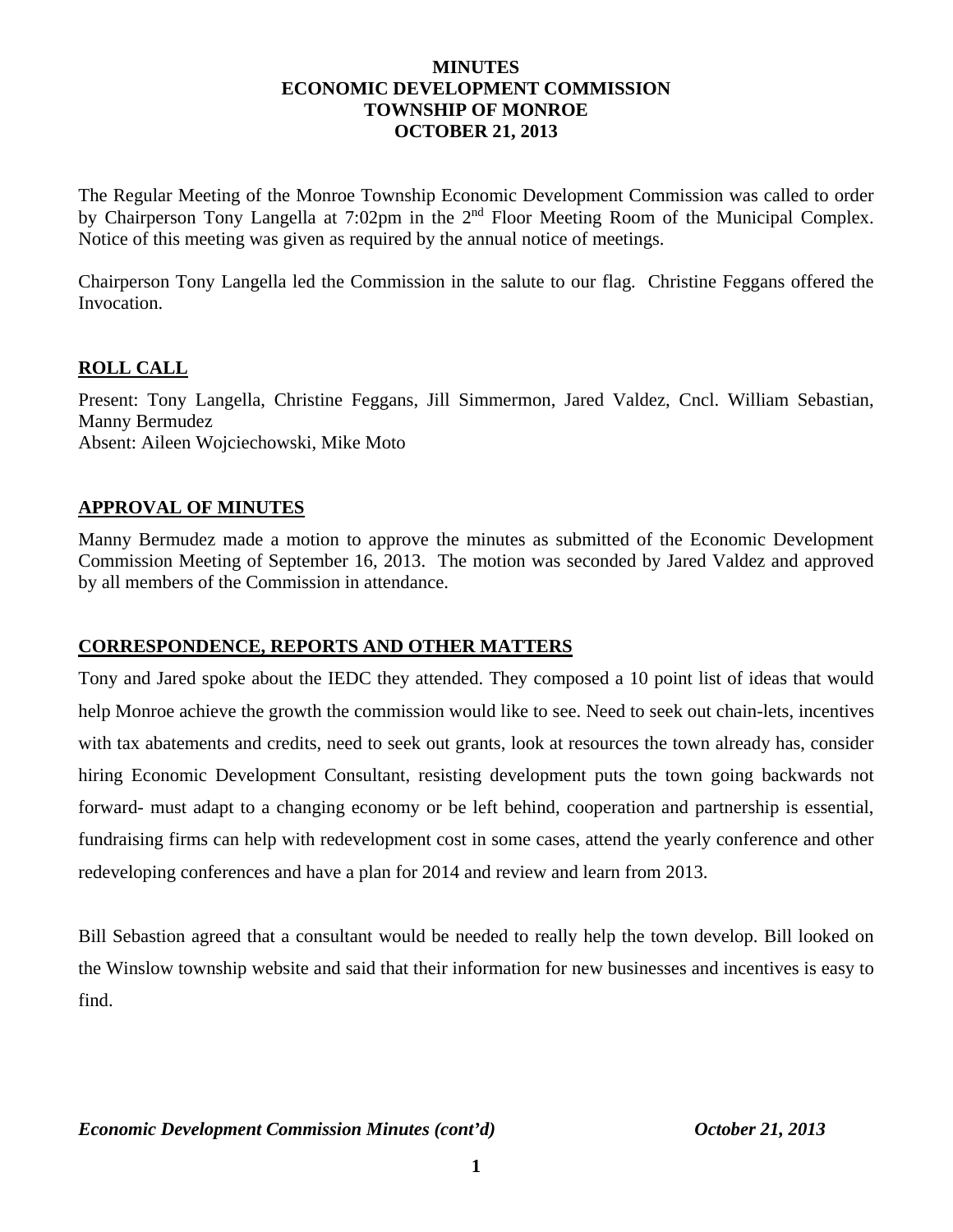**MINUTES**
**ECONOMIC DEVELOPMENT COMMISSION**
**TOWNSHIP OF MONROE**
**OCTOBER 21, 2013**

The Regular Meeting of the Monroe Township Economic Development Commission was called to order by Chairperson Tony Langella at 7:02pm in the 2nd Floor Meeting Room of the Municipal Complex. Notice of this meeting was given as required by the annual notice of meetings.

Chairperson Tony Langella led the Commission in the salute to our flag. Christine Feggans offered the Invocation.

## ROLL CALL

Present: Tony Langella, Christine Feggans, Jill Simmermon, Jared Valdez, Cncl. William Sebastian, Manny Bermudez
Absent: Aileen Wojciechowski, Mike Moto

## APPROVAL OF MINUTES

Manny Bermudez made a motion to approve the minutes as submitted of the Economic Development Commission Meeting of September 16, 2013. The motion was seconded by Jared Valdez and approved by all members of the Commission in attendance.

## CORRESPONDENCE, REPORTS AND OTHER MATTERS

Tony and Jared spoke about the IEDC they attended. They composed a 10 point list of ideas that would help Monroe achieve the growth the commission would like to see. Need to seek out chain-lets, incentives with tax abatements and credits, need to seek out grants, look at resources the town already has, consider hiring Economic Development Consultant, resisting development puts the town going backwards not forward- must adapt to a changing economy or be left behind, cooperation and partnership is essential, fundraising firms can help with redevelopment cost in some cases, attend the yearly conference and other redeveloping conferences and have a plan for 2014 and review and learn from 2013.

Bill Sebastion agreed that a consultant would be needed to really help the town develop. Bill looked on the Winslow township website and said that their information for new businesses and incentives is easy to find.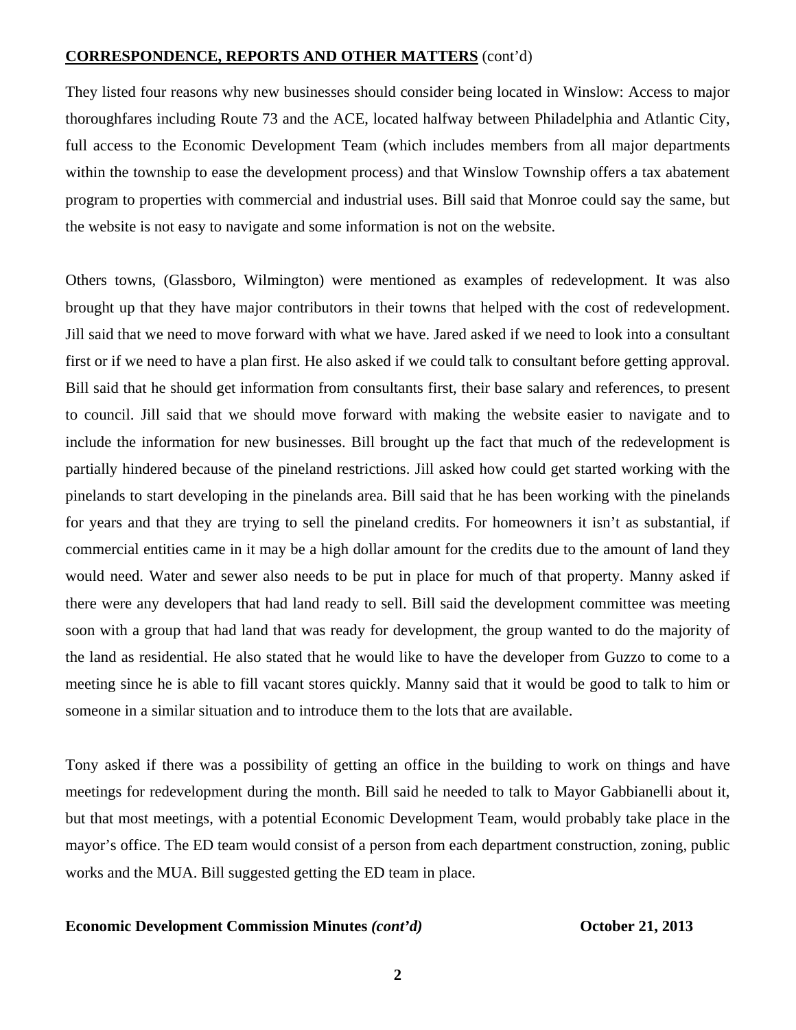**CORRESPONDENCE, REPORTS AND OTHER MATTERS** (cont'd)

They listed four reasons why new businesses should consider being located in Winslow: Access to major thoroughfares including Route 73 and the ACE, located halfway between Philadelphia and Atlantic City, full access to the Economic Development Team (which includes members from all major departments within the township to ease the development process) and that Winslow Township offers a tax abatement program to properties with commercial and industrial uses. Bill said that Monroe could say the same, but the website is not easy to navigate and some information is not on the website.

Others towns, (Glassboro, Wilmington) were mentioned as examples of redevelopment. It was also brought up that they have major contributors in their towns that helped with the cost of redevelopment. Jill said that we need to move forward with what we have. Jared asked if we need to look into a consultant first or if we need to have a plan first. He also asked if we could talk to consultant before getting approval. Bill said that he should get information from consultants first, their base salary and references, to present to council. Jill said that we should move forward with making the website easier to navigate and to include the information for new businesses. Bill brought up the fact that much of the redevelopment is partially hindered because of the pineland restrictions. Jill asked how could get started working with the pinelands to start developing in the pinelands area. Bill said that he has been working with the pinelands for years and that they are trying to sell the pineland credits. For homeowners it isn't as substantial, if commercial entities came in it may be a high dollar amount for the credits due to the amount of land they would need. Water and sewer also needs to be put in place for much of that property. Manny asked if there were any developers that had land ready to sell. Bill said the development committee was meeting soon with a group that had land that was ready for development, the group wanted to do the majority of the land as residential. He also stated that he would like to have the developer from Guzzo to come to a meeting since he is able to fill vacant stores quickly. Manny said that it would be good to talk to him or someone in a similar situation and to introduce them to the lots that are available.

Tony asked if there was a possibility of getting an office in the building to work on things and have meetings for redevelopment during the month. Bill said he needed to talk to Mayor Gabbianelli about it, but that most meetings, with a potential Economic Development Team, would probably take place in the mayor's office. The ED team would consist of a person from each department construction, zoning, public works and the MUA. Bill suggested getting the ED team in place.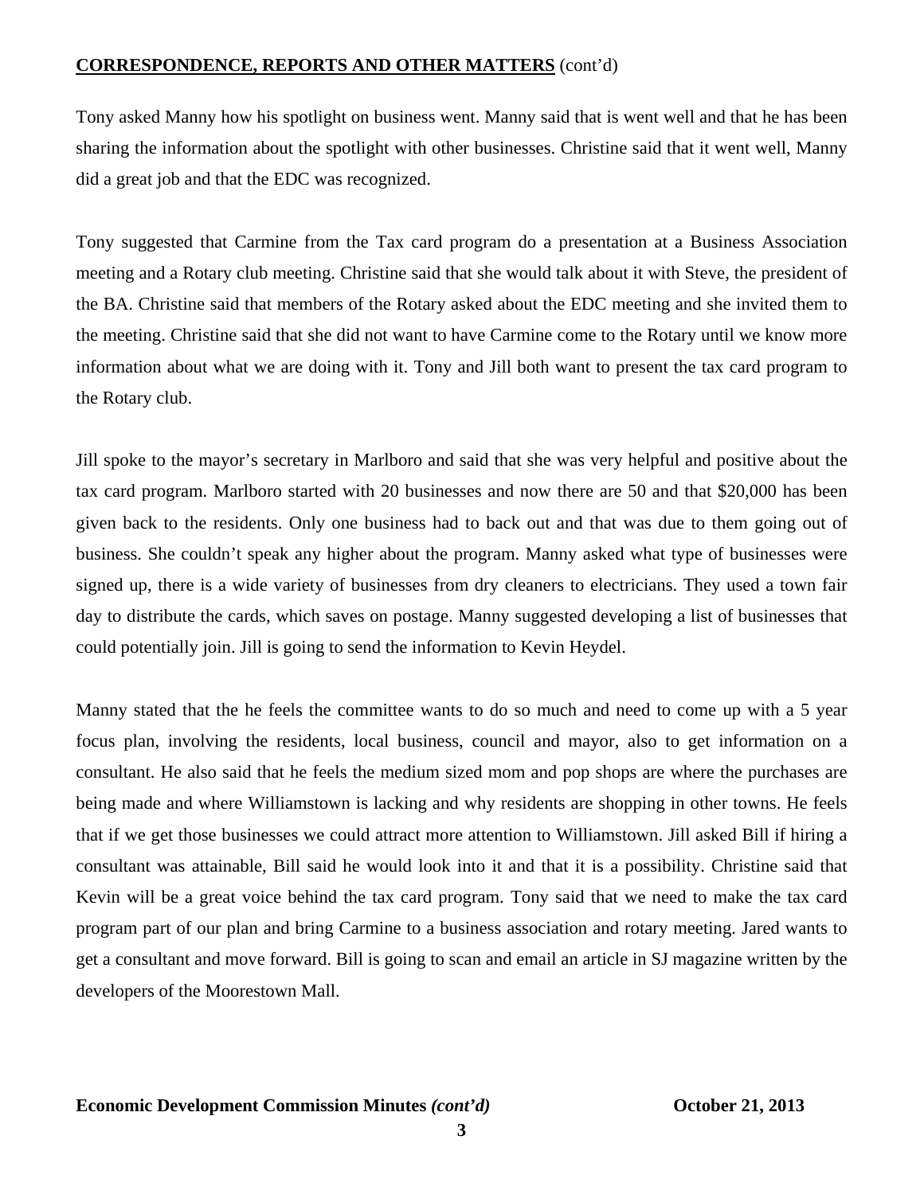**CORRESPONDENCE, REPORTS AND OTHER MATTERS** (cont'd)

Tony asked Manny how his spotlight on business went. Manny said that is went well and that he has been sharing the information about the spotlight with other businesses. Christine said that it went well, Manny did a great job and that the EDC was recognized.

Tony suggested that Carmine from the Tax card program do a presentation at a Business Association meeting and a Rotary club meeting. Christine said that she would talk about it with Steve, the president of the BA. Christine said that members of the Rotary asked about the EDC meeting and she invited them to the meeting. Christine said that she did not want to have Carmine come to the Rotary until we know more information about what we are doing with it. Tony and Jill both want to present the tax card program to the Rotary club.

Jill spoke to the mayor's secretary in Marlboro and said that she was very helpful and positive about the tax card program. Marlboro started with 20 businesses and now there are 50 and that $20,000 has been given back to the residents. Only one business had to back out and that was due to them going out of business. She couldn't speak any higher about the program. Manny asked what type of businesses were signed up, there is a wide variety of businesses from dry cleaners to electricians. They used a town fair day to distribute the cards, which saves on postage. Manny suggested developing a list of businesses that could potentially join. Jill is going to send the information to Kevin Heydel.

Manny stated that the he feels the committee wants to do so much and need to come up with a 5 year focus plan, involving the residents, local business, council and mayor, also to get information on a consultant. He also said that he feels the medium sized mom and pop shops are where the purchases are being made and where Williamstown is lacking and why residents are shopping in other towns. He feels that if we get those businesses we could attract more attention to Williamstown. Jill asked Bill if hiring a consultant was attainable, Bill said he would look into it and that it is a possibility. Christine said that Kevin will be a great voice behind the tax card program. Tony said that we need to make the tax card program part of our plan and bring Carmine to a business association and rotary meeting. Jared wants to get a consultant and move forward. Bill is going to scan and email an article in SJ magazine written by the developers of the Moorestown Mall.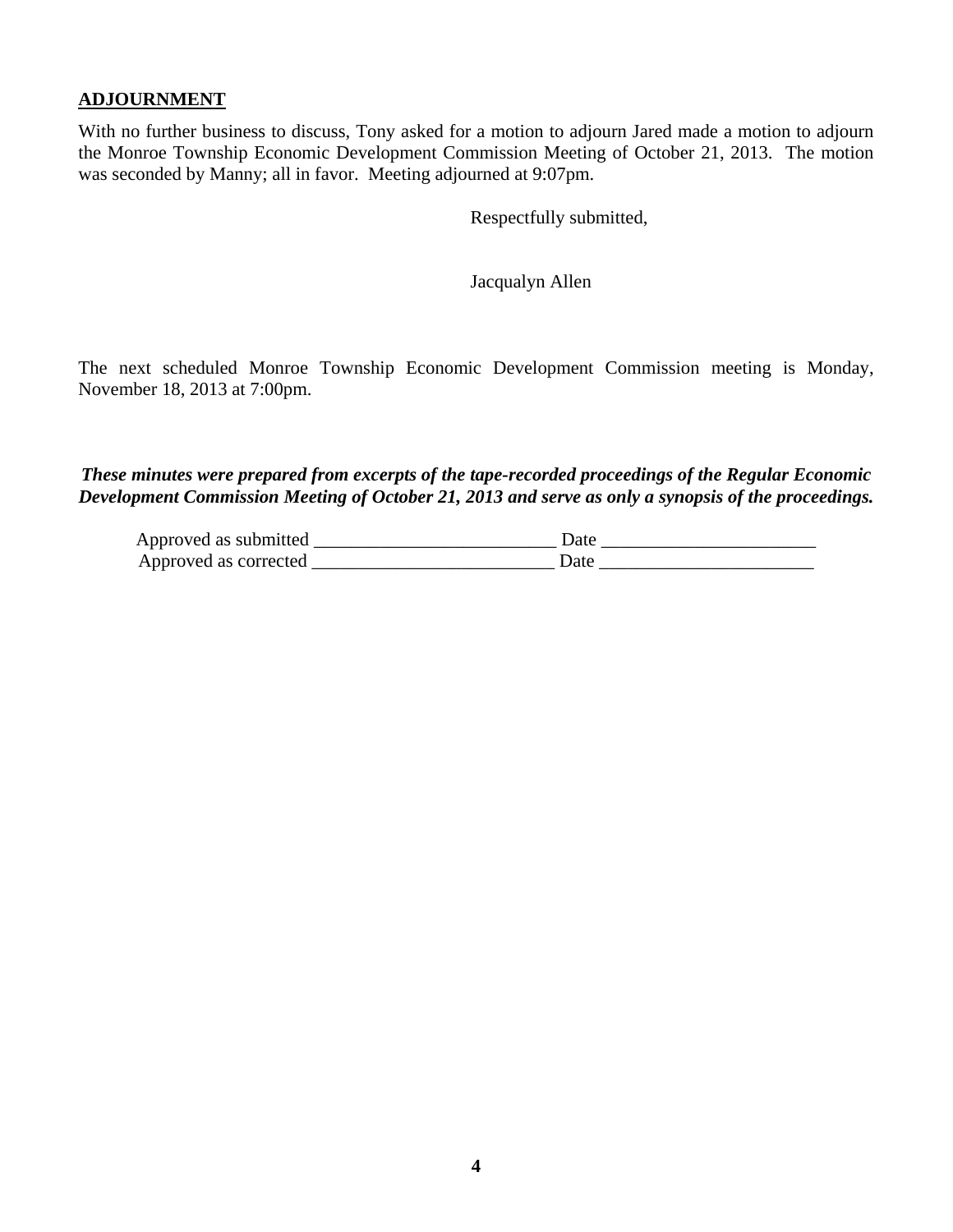**ADJOURNMENT**

With no further business to discuss, Tony asked for a motion to adjourn Jared made a motion to adjourn the Monroe Township Economic Development Commission Meeting of October 21, 2013. The motion was seconded by Manny; all in favor. Meeting adjourned at 9:07pm.

Respectfully submitted,

Jacqualyn Allen

The next scheduled Monroe Township Economic Development Commission meeting is Monday, November 18, 2013 at 7:00pm.

***These minutes were prepared from excerpts of the tape-recorded proceedings of the Regular Economic Development Commission Meeting of October 21, 2013 and serve as only a synopsis of the proceedings.***

Approved as submitted __________________________ Date _______________________

Approved as corrected __________________________ Date _______________________